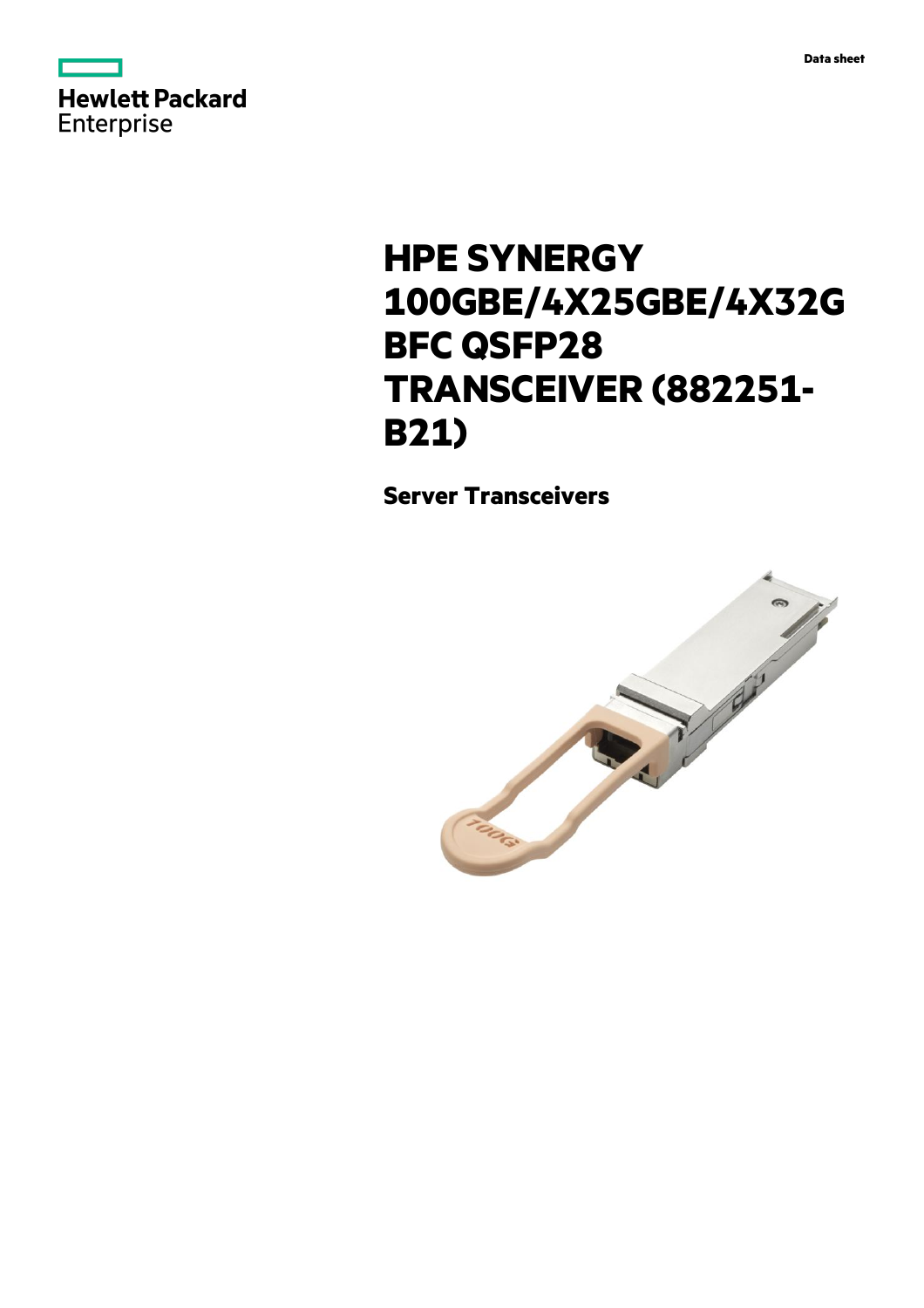Hewlett Packard Enterprise

Data sheet

# HPE SYNERGY 100GBE/4X25GBE/4X32G BFC QSFP28 TRANSCEIVER (882251-B21)

## Server Transceivers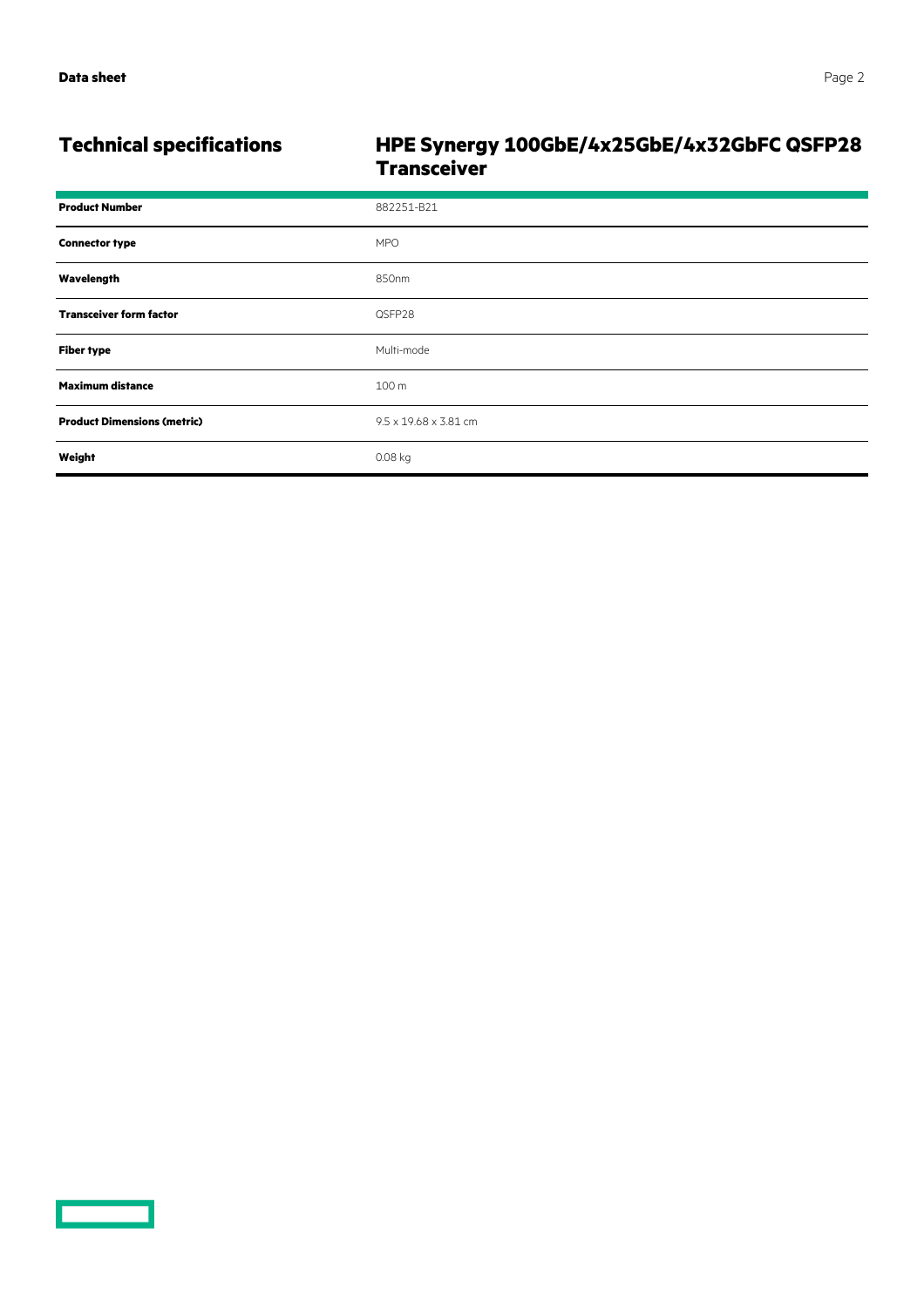## Technical specifications

### HPE Synergy 100GbE/4x25GbE/4x32GbFC QSFP28 Transceiver

| | |
|---|---|
| **Product Number** | 882251-B21 |
| **Connector type** | MPO |
| **Wavelength** | 850nm |
| **Transceiver form factor** | QSFP28 |
| **Fiber type** | Multi-mode |
| **Maximum distance** | 100 m |
| **Product Dimensions (metric)** | 9.5 x 19.68 x 3.81 cm |
| **Weight** | 0.08 kg |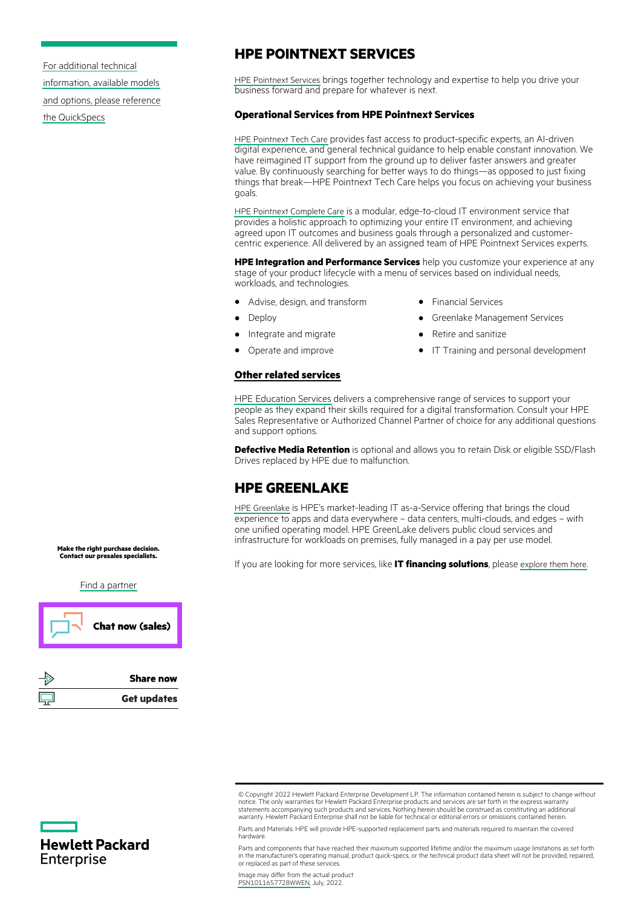For additional technical information, available models and options, please reference the QuickSpecs

## HPE POINTNEXT SERVICES

HPE Pointnext Services brings together technology and expertise to help you drive your business forward and prepare for whatever is next.

### Operational Services from HPE Pointnext Services

HPE Pointnext Tech Care provides fast access to product-specific experts, an AI-driven digital experience, and general technical guidance to help enable constant innovation. We have reimagined IT support from the ground up to deliver faster answers and greater value. By continuously searching for better ways to do things—as opposed to just fixing things that break—HPE Pointnext Tech Care helps you focus on achieving your business goals.

HPE Pointnext Complete Care is a modular, edge-to-cloud IT environment service that provides a holistic approach to optimizing your entire IT environment, and achieving agreed upon IT outcomes and business goals through a personalized and customer-centric experience. All delivered by an assigned team of HPE Pointnext Services experts.

**HPE Integration and Performance Services** help you customize your experience at any stage of your product lifecycle with a menu of services based on individual needs, workloads, and technologies.

- Advise, design, and transform
- Deploy
- Integrate and migrate
- Operate and improve
- Financial Services
- Greenlake Management Services
- Retire and sanitize
- IT Training and personal development

### Other related services

HPE Education Services delivers a comprehensive range of services to support your people as they expand their skills required for a digital transformation. Consult your HPE Sales Representative or Authorized Channel Partner of choice for any additional questions and support options.

**Defective Media Retention** is optional and allows you to retain Disk or eligible SSD/Flash Drives replaced by HPE due to malfunction.

## HPE GREENLAKE

HPE Greenlake is HPE's market-leading IT as-a-Service offering that brings the cloud experience to apps and data everywhere – data centers, multi-clouds, and edges – with one unified operating model. HPE GreenLake delivers public cloud services and infrastructure for workloads on premises, fully managed in a pay per use model.

If you are looking for more services, like **IT financing solutions**, please explore them here.

**Make the right purchase decision. Contact our presales specialists.**

Find a partner

Chat now (sales)

Share now

Get updates

Hewlett Packard Enterprise

© Copyright 2022 Hewlett Packard Enterprise Development LP. The information contained herein is subject to change without notice. The only warranties for Hewlett Packard Enterprise products and services are set forth in the express warranty statements accompanying such products and services. Nothing herein should be construed as constituting an additional warranty. Hewlett Packard Enterprise shall not be liable for technical or editorial errors or omissions contained herein.

Parts and Materials: HPE will provide HPE-supported replacement parts and materials required to maintain the covered hardware.

Parts and components that have reached their maximum supported lifetime and/or the maximum usage limitations as set forth in the manufacturer's operating manual, product quick-specs, or the technical product data sheet will not be provided, repaired, or replaced as part of these services.

Image may differ from the actual product

PSN1011657728WWEN, July, 2022.